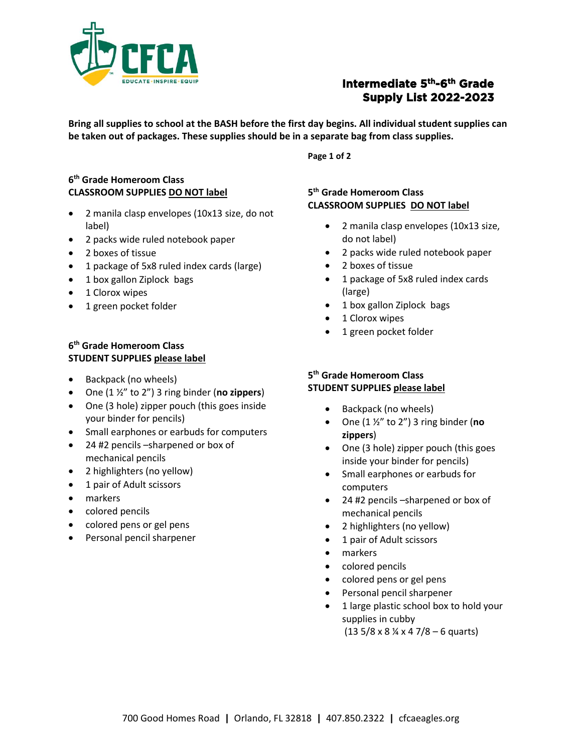# Intermediate 5th-6th Grade Supply List 2022-2023

**Bring all supplies to school at the BASH before the first day begins. All individual student supplies can be taken out of packages. These supplies should be in a separate bag from class supplies.**

### 6th Grade Homeroom Class
**CLASSROOM SUPPLIES DO NOT label**

- 2 manila clasp envelopes (10x13 size, do not label)
- 2 packs wide ruled notebook paper
- 2 boxes of tissue
- 1 package of 5x8 ruled index cards (large)
- 1 box gallon Ziplock bags
- 1 Clorox wipes
- 1 green pocket folder

### 6th Grade Homeroom Class
**STUDENT SUPPLIES please label**

- Backpack (no wheels)
- One (1 ½" to 2") 3 ring binder (**no zippers**)
- One (3 hole) zipper pouch (this goes inside your binder for pencils)
- Small earphones or earbuds for computers
- 24 #2 pencils –sharpened or box of mechanical pencils
- 2 highlighters (no yellow)
- 1 pair of Adult scissors
- markers
- colored pencils
- colored pens or gel pens
- Personal pencil sharpener

### 5th Grade Homeroom Class
**CLASSROOM SUPPLIES DO NOT label**

- 2 manila clasp envelopes (10x13 size, do not label)
- 2 packs wide ruled notebook paper
- 2 boxes of tissue
- 1 package of 5x8 ruled index cards (large)
- 1 box gallon Ziplock bags
- 1 Clorox wipes
- 1 green pocket folder

### 5th Grade Homeroom Class
**STUDENT SUPPLIES please label**

- Backpack (no wheels)
- One (1 ½" to 2") 3 ring binder (**no zippers**)
- One (3 hole) zipper pouch (this goes inside your binder for pencils)
- Small earphones or earbuds for computers
- 24 #2 pencils –sharpened or box of mechanical pencils
- 2 highlighters (no yellow)
- 1 pair of Adult scissors
- markers
- colored pencils
- colored pens or gel pens
- Personal pencil sharpener
- 1 large plastic school box to hold your supplies in cubby (13 5/8 x 8 ¼ x 4 7/8 – 6 quarts)

700 Good Homes Road | Orlando, FL 32818 | 407.850.2322 | cfcaeagles.org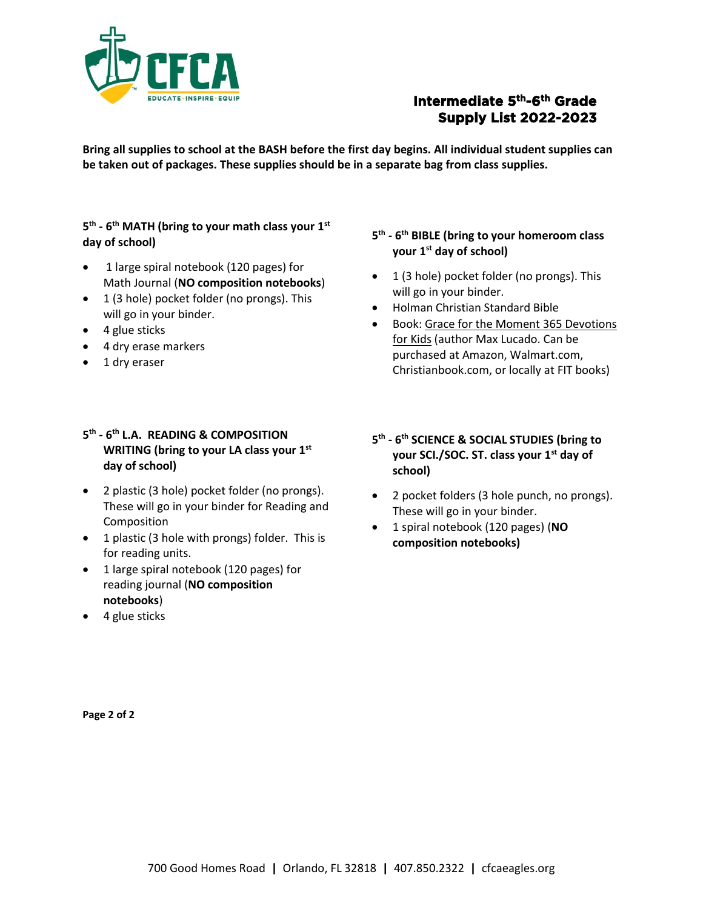# Intermediate 5th-6th Grade Supply List 2022-2023

**Bring all supplies to school at the BASH before the first day begins. All individual student supplies can be taken out of packages. These supplies should be in a separate bag from class supplies.**

### 5th - 6th MATH (bring to your math class your 1st day of school)

- 1 large spiral notebook (120 pages) for Math Journal (**NO composition notebooks**)
- 1 (3 hole) pocket folder (no prongs). This will go in your binder.
- 4 glue sticks
- 4 dry erase markers
- 1 dry eraser

### 5th - 6th BIBLE (bring to your homeroom class your 1st day of school)

- 1 (3 hole) pocket folder (no prongs). This will go in your binder.
- Holman Christian Standard Bible
- Book: Grace for the Moment 365 Devotions for Kids (author Max Lucado. Can be purchased at Amazon, Walmart.com, Christianbook.com, or locally at FIT books)

### 5th - 6th L.A. READING & COMPOSITION WRITING (bring to your LA class your 1st day of school)

- 2 plastic (3 hole) pocket folder (no prongs). These will go in your binder for Reading and Composition
- 1 plastic (3 hole with prongs) folder. This is for reading units.
- 1 large spiral notebook (120 pages) for reading journal (**NO composition notebooks**)
- 4 glue sticks

### 5th - 6th SCIENCE & SOCIAL STUDIES (bring to your SCI./SOC. ST. class your 1st day of school)

- 2 pocket folders (3 hole punch, no prongs). These will go in your binder.
- 1 spiral notebook (120 pages) (**NO composition notebooks)**

700 Good Homes Road | Orlando, FL 32818 | 407.850.2322 | cfcaeagles.org